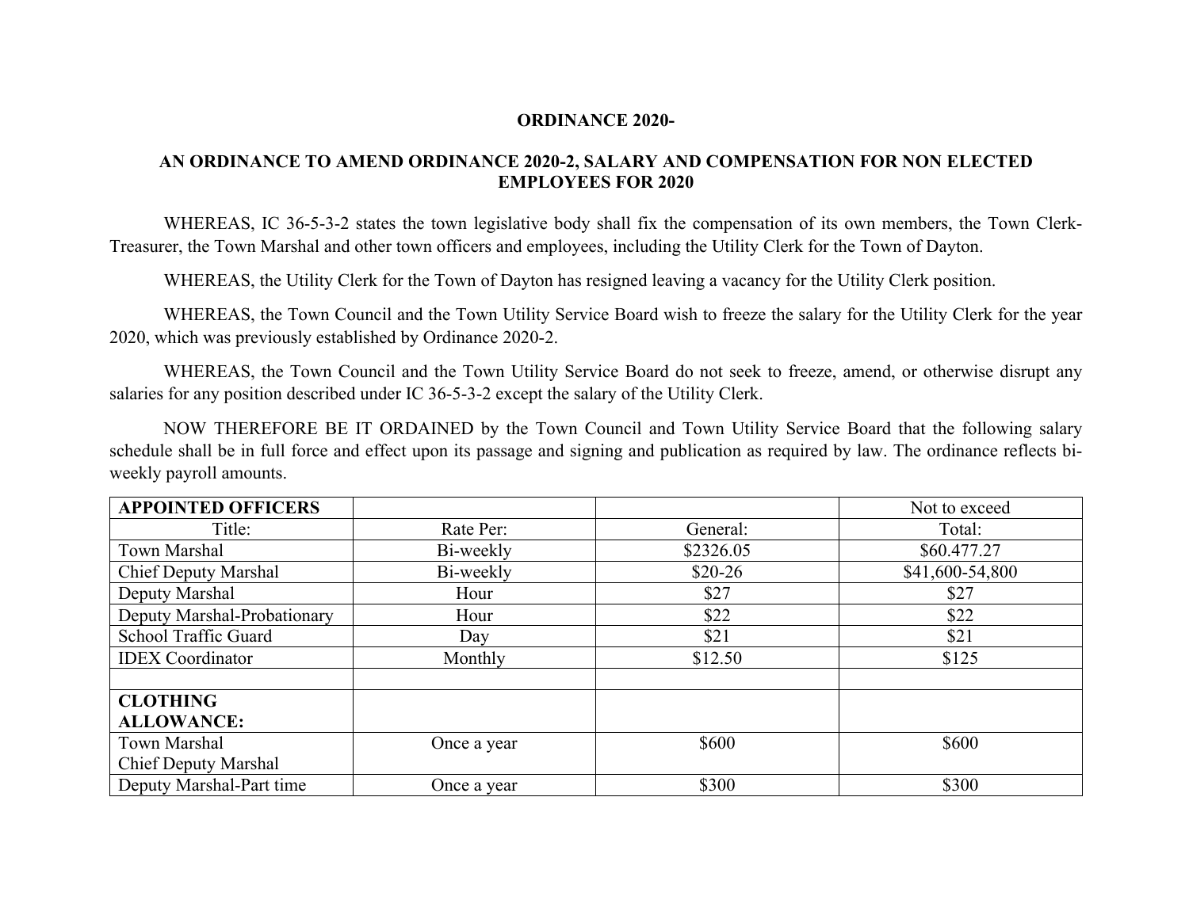**ORDINANCE 2020-**

**AN ORDINANCE TO AMEND ORDINANCE 2020-2, SALARY AND COMPENSATION FOR NON ELECTED EMPLOYEES FOR 2020**

WHEREAS, IC 36-5-3-2 states the town legislative body shall fix the compensation of its own members, the Town Clerk-Treasurer, the Town Marshal and other town officers and employees, including the Utility Clerk for the Town of Dayton.

WHEREAS, the Utility Clerk for the Town of Dayton has resigned leaving a vacancy for the Utility Clerk position.

WHEREAS, the Town Council and the Town Utility Service Board wish to freeze the salary for the Utility Clerk for the year 2020, which was previously established by Ordinance 2020-2.

WHEREAS, the Town Council and the Town Utility Service Board do not seek to freeze, amend, or otherwise disrupt any salaries for any position described under IC 36-5-3-2 except the salary of the Utility Clerk.

NOW THEREFORE BE IT ORDAINED by the Town Council and Town Utility Service Board that the following salary schedule shall be in full force and effect upon its passage and signing and publication as required by law. The ordinance reflects bi-weekly payroll amounts.

| **APPOINTED OFFICERS** | | | Not to exceed |
|---|---|---|---|
| Title: | Rate Per: | General: | Total: |
| Town Marshal | Bi-weekly | $2326.05 | $60.477.27 |
| Chief Deputy Marshal | Bi-weekly | $20-26 | $41,600-54,800 |
| Deputy Marshal | Hour | $27 | $27 |
| Deputy Marshal-Probationary | Hour | $22 | $22 |
| School Traffic Guard | Day | $21 | $21 |
| IDEX Coordinator | Monthly | $12.50 | $125 |
| | | | |
| **CLOTHING ALLOWANCE:** | | | |
| Town Marshal<br>Chief Deputy Marshal | Once a year | $600 | $600 |
| Deputy Marshal-Part time | Once a year | $300 | $300 |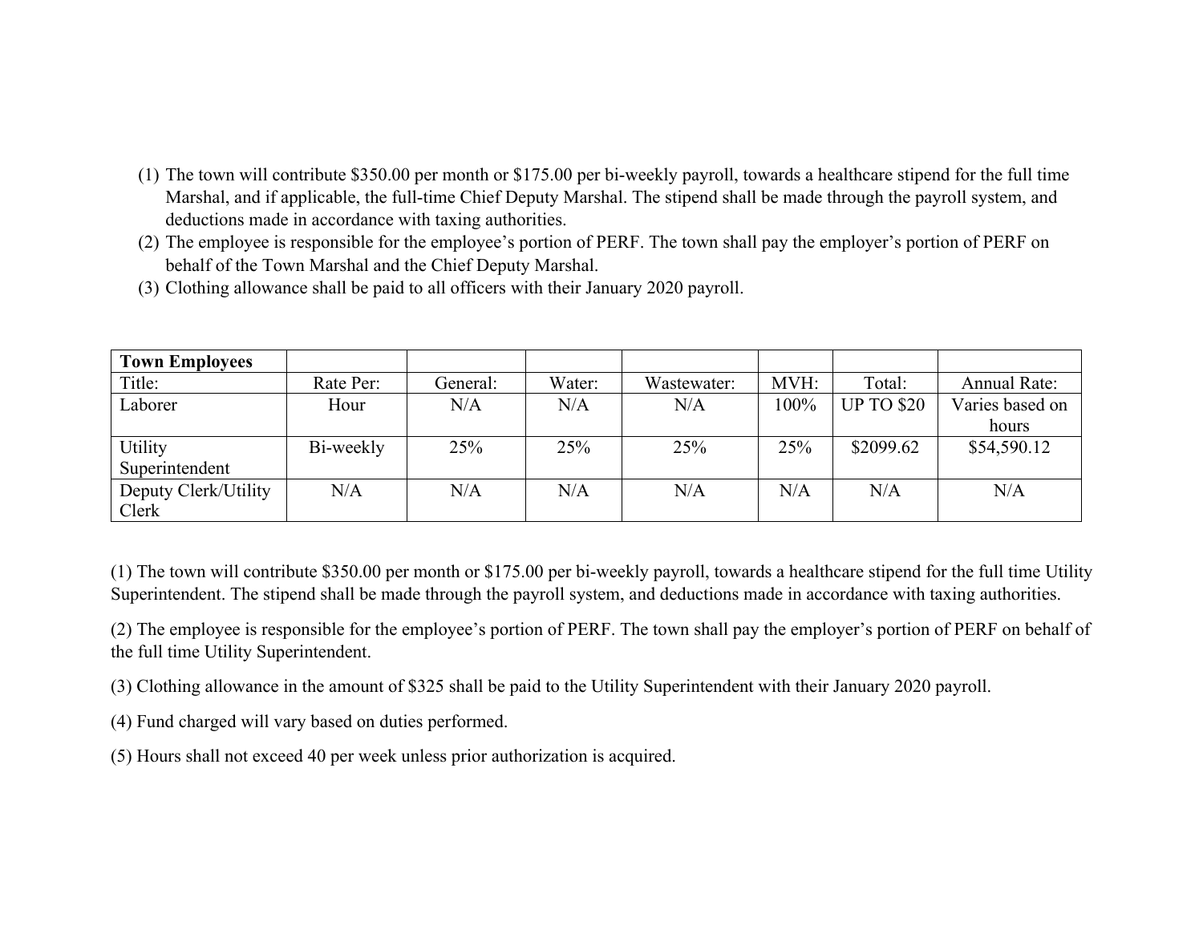1. The town will contribute $350.00 per month or $175.00 per bi-weekly payroll, towards a healthcare stipend for the full time Marshal, and if applicable, the full-time Chief Deputy Marshal. The stipend shall be made through the payroll system, and deductions made in accordance with taxing authorities.
2. The employee is responsible for the employee's portion of PERF. The town shall pay the employer's portion of PERF on behalf of the Town Marshal and the Chief Deputy Marshal.
3. Clothing allowance shall be paid to all officers with their January 2020 payroll.

| **Town Employees** | | | | | | | |
|---|---|---|---|---|---|---|---|
| Title: | Rate Per: | General: | Water: | Wastewater: | MVH: | Total: | Annual Rate: |
| Laborer | Hour | N/A | N/A | N/A | 100% | UP TO $20 | Varies based on hours |
| Utility Superintendent | Bi-weekly | 25% | 25% | 25% | 25% | $2099.62 | $54,590.12 |
| Deputy Clerk/Utility Clerk | N/A | N/A | N/A | N/A | N/A | N/A | N/A |

(1) The town will contribute $350.00 per month or $175.00 per bi-weekly payroll, towards a healthcare stipend for the full time Utility Superintendent. The stipend shall be made through the payroll system, and deductions made in accordance with taxing authorities.

(2) The employee is responsible for the employee's portion of PERF. The town shall pay the employer's portion of PERF on behalf of the full time Utility Superintendent.

(3) Clothing allowance in the amount of $325 shall be paid to the Utility Superintendent with their January 2020 payroll.

(4) Fund charged will vary based on duties performed.

(5) Hours shall not exceed 40 per week unless prior authorization is acquired.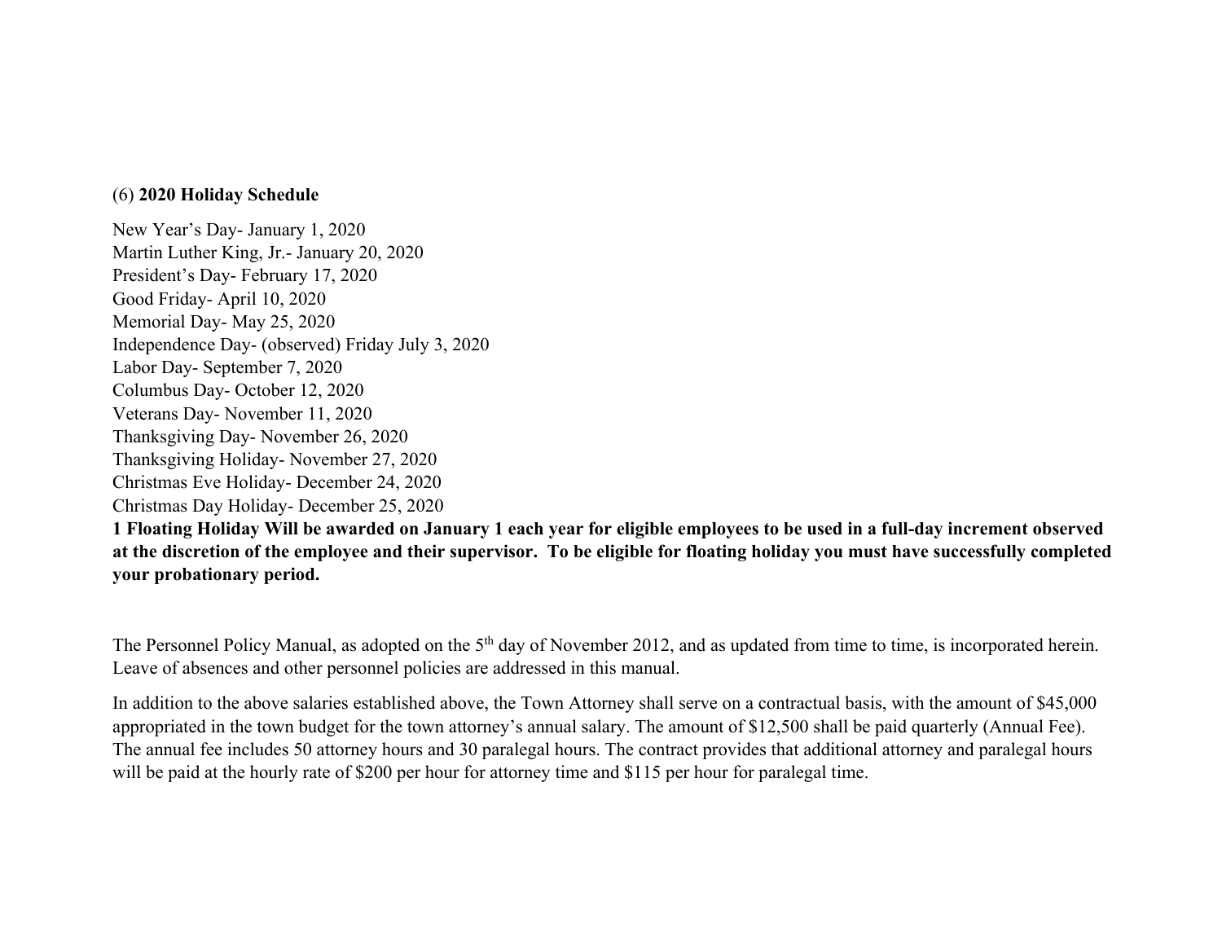(6) **2020 Holiday Schedule**

New Year's Day- January 1, 2020
Martin Luther King, Jr.- January 20, 2020
President's Day- February 17, 2020
Good Friday- April 10, 2020
Memorial Day- May 25, 2020
Independence Day- (observed) Friday July 3, 2020
Labor Day- September 7, 2020
Columbus Day- October 12, 2020
Veterans Day- November 11, 2020
Thanksgiving Day- November 26, 2020
Thanksgiving Holiday- November 27, 2020
Christmas Eve Holiday- December 24, 2020
Christmas Day Holiday- December 25, 2020
**1 Floating Holiday Will be awarded on January 1 each year for eligible employees to be used in a full-day increment observed at the discretion of the employee and their supervisor. To be eligible for floating holiday you must have successfully completed your probationary period.**

The Personnel Policy Manual, as adopted on the 5th day of November 2012, and as updated from time to time, is incorporated herein. Leave of absences and other personnel policies are addressed in this manual.

In addition to the above salaries established above, the Town Attorney shall serve on a contractual basis, with the amount of $45,000 appropriated in the town budget for the town attorney's annual salary. The amount of $12,500 shall be paid quarterly (Annual Fee). The annual fee includes 50 attorney hours and 30 paralegal hours. The contract provides that additional attorney and paralegal hours will be paid at the hourly rate of $200 per hour for attorney time and $115 per hour for paralegal time.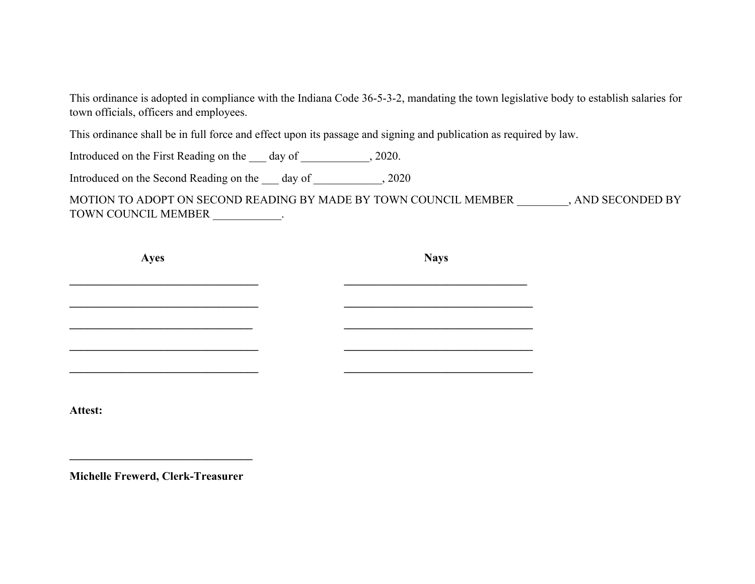This ordinance is adopted in compliance with the Indiana Code 36-5-3-2, mandating the town legislative body to establish salaries for town officials, officers and employees.

This ordinance shall be in full force and effect upon its passage and signing and publication as required by law.

Introduced on the First Reading on the ___ day of ____________, 2020.

Introduced on the Second Reading on the ___ day of ____________, 2020

MOTION TO ADOPT ON SECOND READING BY MADE BY TOWN COUNCIL MEMBER _________, AND SECONDED BY TOWN COUNCIL MEMBER ____________.

| **Ayes** | **Nays** |
|---|---|
| ________________________________ | ________________________________ |
| ________________________________ | ________________________________ |
| ________________________________ | ________________________________ |
| ________________________________ | ________________________________ |
| ________________________________ | ________________________________ |

**Attest:**

________________________________

**Michelle Frewerd, Clerk-Treasurer**